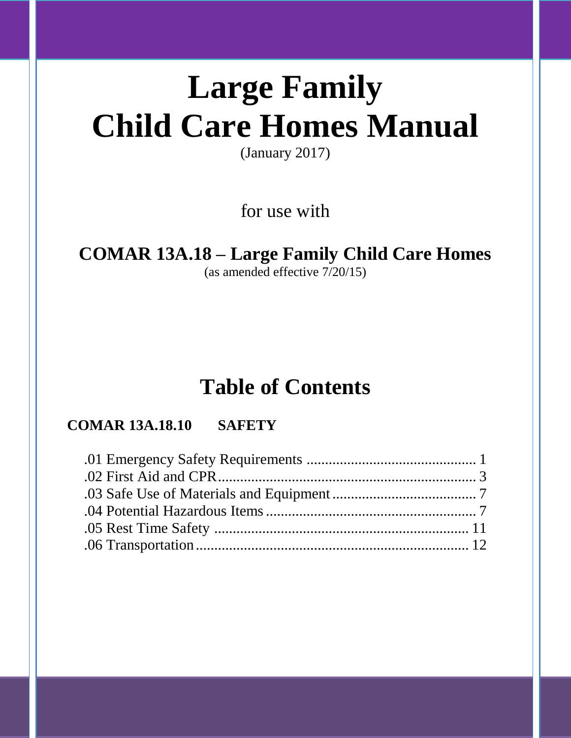# Large Family Child Care Homes Manual

(January 2017)

for use with

**COMAR 13A.18 – Large Family Child Care Homes**

(as amended effective 7/20/15)

## Table of Contents

**COMAR 13A.18.10 SAFETY**

.01 Emergency Safety Requirements .............................................. 1
.02 First Aid and CPR...................................................................... 3
.03 Safe Use of Materials and Equipment........................................ 7
.04 Potential Hazardous Items.......................................................... 7
.05 Rest Time Safety ...................................................................... 11
.06 Transportation........................................................................... 12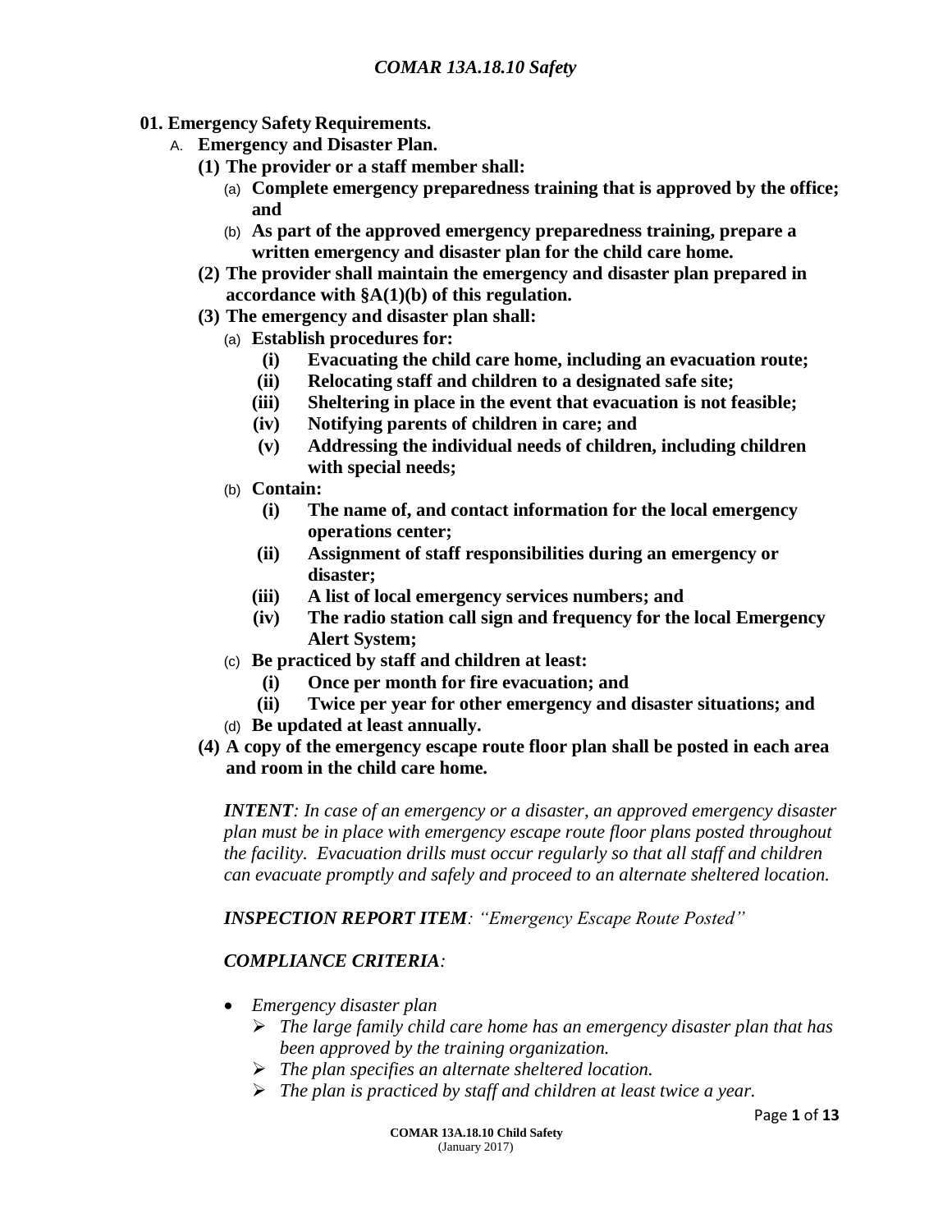## 01. Emergency Safety Requirements.

A. **Emergency and Disaster Plan.**

**(1) The provider or a staff member shall:**

(a) **Complete emergency preparedness training that is approved by the office; and**

(b) **As part of the approved emergency preparedness training, prepare a written emergency and disaster plan for the child care home.**

**(2) The provider shall maintain the emergency and disaster plan prepared in accordance with §A(1)(b) of this regulation.**

**(3) The emergency and disaster plan shall:**

(a) **Establish procedures for:**

- **(i) Evacuating the child care home, including an evacuation route;**
- **(ii) Relocating staff and children to a designated safe site;**
- **(iii) Sheltering in place in the event that evacuation is not feasible;**
- **(iv) Notifying parents of children in care; and**
- **(v) Addressing the individual needs of children, including children with special needs;**

(b) **Contain:**

- **(i) The name of, and contact information for the local emergency operations center;**
- **(ii) Assignment of staff responsibilities during an emergency or disaster;**
- **(iii) A list of local emergency services numbers; and**
- **(iv) The radio station call sign and frequency for the local Emergency Alert System;**

(c) **Be practiced by staff and children at least:**

- **(i) Once per month for fire evacuation; and**
- **(ii) Twice per year for other emergency and disaster situations; and**

(d) **Be updated at least annually.**

**(4) A copy of the emergency escape route floor plan shall be posted in each area and room in the child care home.**

***INTENT****: In case of an emergency or a disaster, an approved emergency disaster plan must be in place with emergency escape route floor plans posted throughout the facility. Evacuation drills must occur regularly so that all staff and children can evacuate promptly and safely and proceed to an alternate sheltered location.*

***INSPECTION REPORT ITEM****: "Emergency Escape Route Posted"*

***COMPLIANCE CRITERIA****:*

- *Emergency disaster plan*
  - *The large family child care home has an emergency disaster plan that has been approved by the training organization.*
  - *The plan specifies an alternate sheltered location.*
  - *The plan is practiced by staff and children at least twice a year.*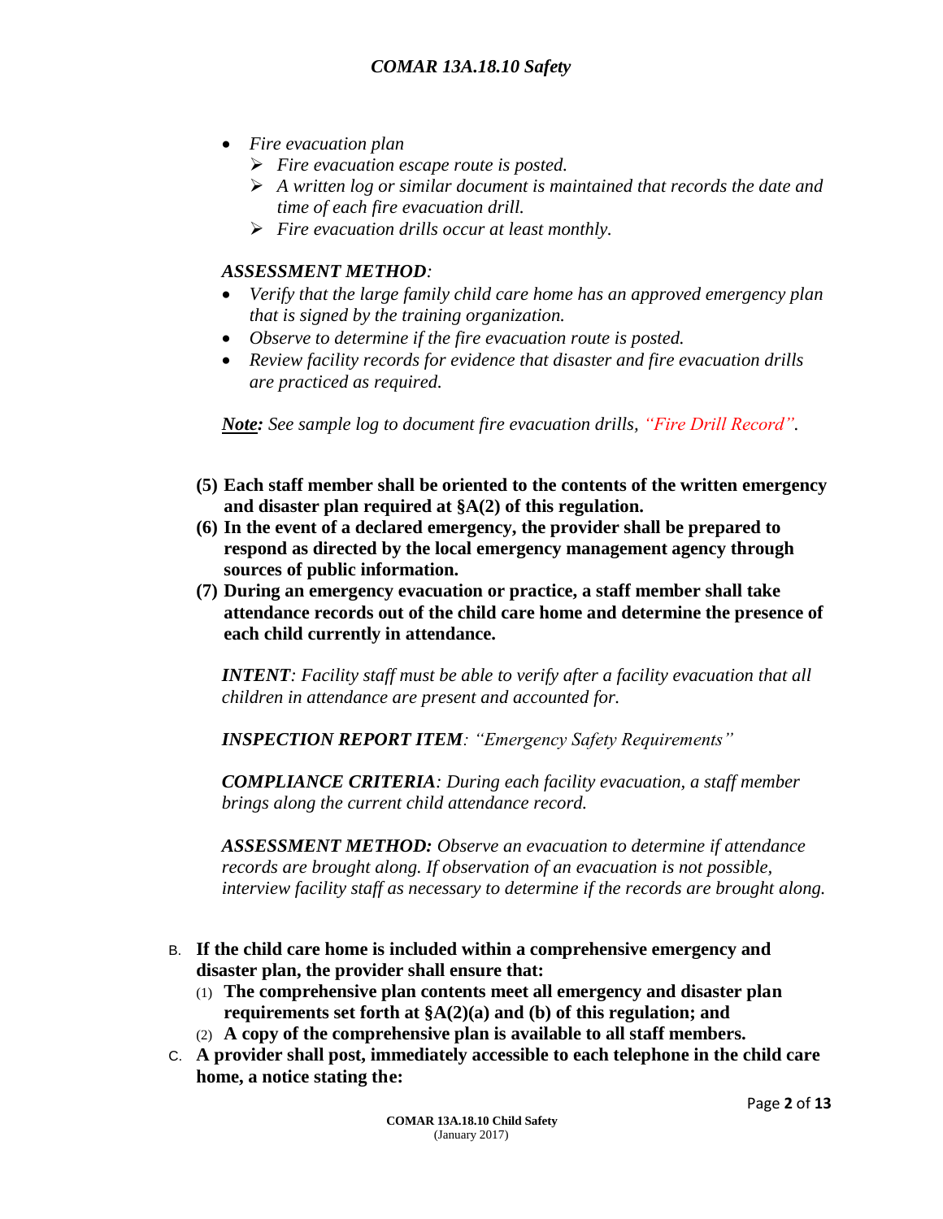- *Fire evacuation plan*
  - *Fire evacuation escape route is posted.*
  - *A written log or similar document is maintained that records the date and time of each fire evacuation drill.*
  - *Fire evacuation drills occur at least monthly.*

***ASSESSMENT METHOD**:*

- *Verify that the large family child care home has an approved emergency plan that is signed by the training organization.*
- *Observe to determine if the fire evacuation route is posted.*
- *Review facility records for evidence that disaster and fire evacuation drills are practiced as required.*

***Note:** See sample log to document fire evacuation drills, "Fire Drill Record".*

**(5) Each staff member shall be oriented to the contents of the written emergency and disaster plan required at §A(2) of this regulation.**

**(6) In the event of a declared emergency, the provider shall be prepared to respond as directed by the local emergency management agency through sources of public information.**

**(7) During an emergency evacuation or practice, a staff member shall take attendance records out of the child care home and determine the presence of each child currently in attendance.**

***INTENT**: Facility staff must be able to verify after a facility evacuation that all children in attendance are present and accounted for.*

***INSPECTION REPORT ITEM**: "Emergency Safety Requirements"*

***COMPLIANCE CRITERIA**: During each facility evacuation, a staff member brings along the current child attendance record.*

***ASSESSMENT METHOD:** Observe an evacuation to determine if attendance records are brought along. If observation of an evacuation is not possible, interview facility staff as necessary to determine if the records are brought along.*

B. **If the child care home is included within a comprehensive emergency and disaster plan, the provider shall ensure that:**

(1) **The comprehensive plan contents meet all emergency and disaster plan requirements set forth at §A(2)(a) and (b) of this regulation; and**

(2) **A copy of the comprehensive plan is available to all staff members.**

C. **A provider shall post, immediately accessible to each telephone in the child care home, a notice stating the:**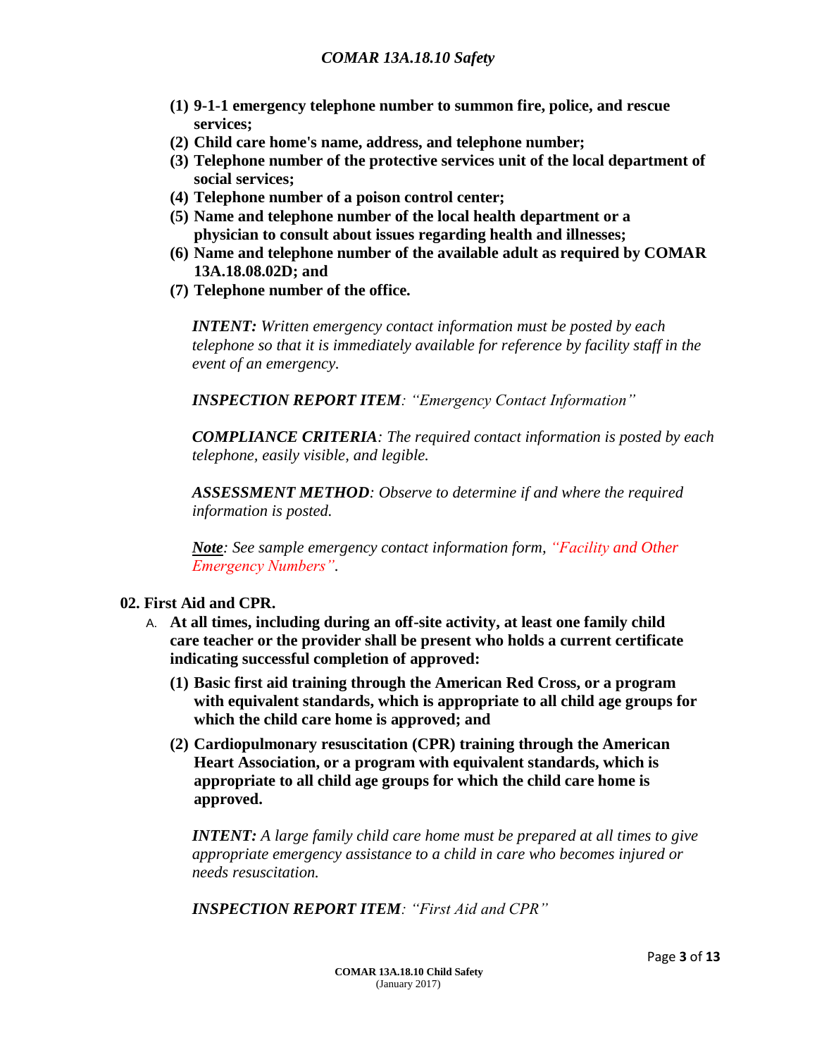**(1) 9-1-1 emergency telephone number to summon fire, police, and rescue services;**

**(2) Child care home's name, address, and telephone number;**

**(3) Telephone number of the protective services unit of the local department of social services;**

**(4) Telephone number of a poison control center;**

**(5) Name and telephone number of the local health department or a physician to consult about issues regarding health and illnesses;**

**(6) Name and telephone number of the available adult as required by COMAR 13A.18.08.02D; and**

**(7) Telephone number of the office.**

> ***INTENT:*** *Written emergency contact information must be posted by each telephone so that it is immediately available for reference by facility staff in the event of an emergency.*
>
> ***INSPECTION REPORT ITEM****: "Emergency Contact Information"*
>
> ***COMPLIANCE CRITERIA****: The required contact information is posted by each telephone, easily visible, and legible.*
>
> ***ASSESSMENT METHOD****: Observe to determine if and where the required information is posted.*
>
> ***Note****: See sample emergency contact information form, "Facility and Other Emergency Numbers".*

**02. First Aid and CPR.**

A. **At all times, including during an off-site activity, at least one family child care teacher or the provider shall be present who holds a current certificate indicating successful completion of approved:**

**(1) Basic first aid training through the American Red Cross, or a program with equivalent standards, which is appropriate to all child age groups for which the child care home is approved; and**

**(2) Cardiopulmonary resuscitation (CPR) training through the American Heart Association, or a program with equivalent standards, which is appropriate to all child age groups for which the child care home is approved.**

> ***INTENT:*** *A large family child care home must be prepared at all times to give appropriate emergency assistance to a child in care who becomes injured or needs resuscitation.*
>
> ***INSPECTION REPORT ITEM****: "First Aid and CPR"*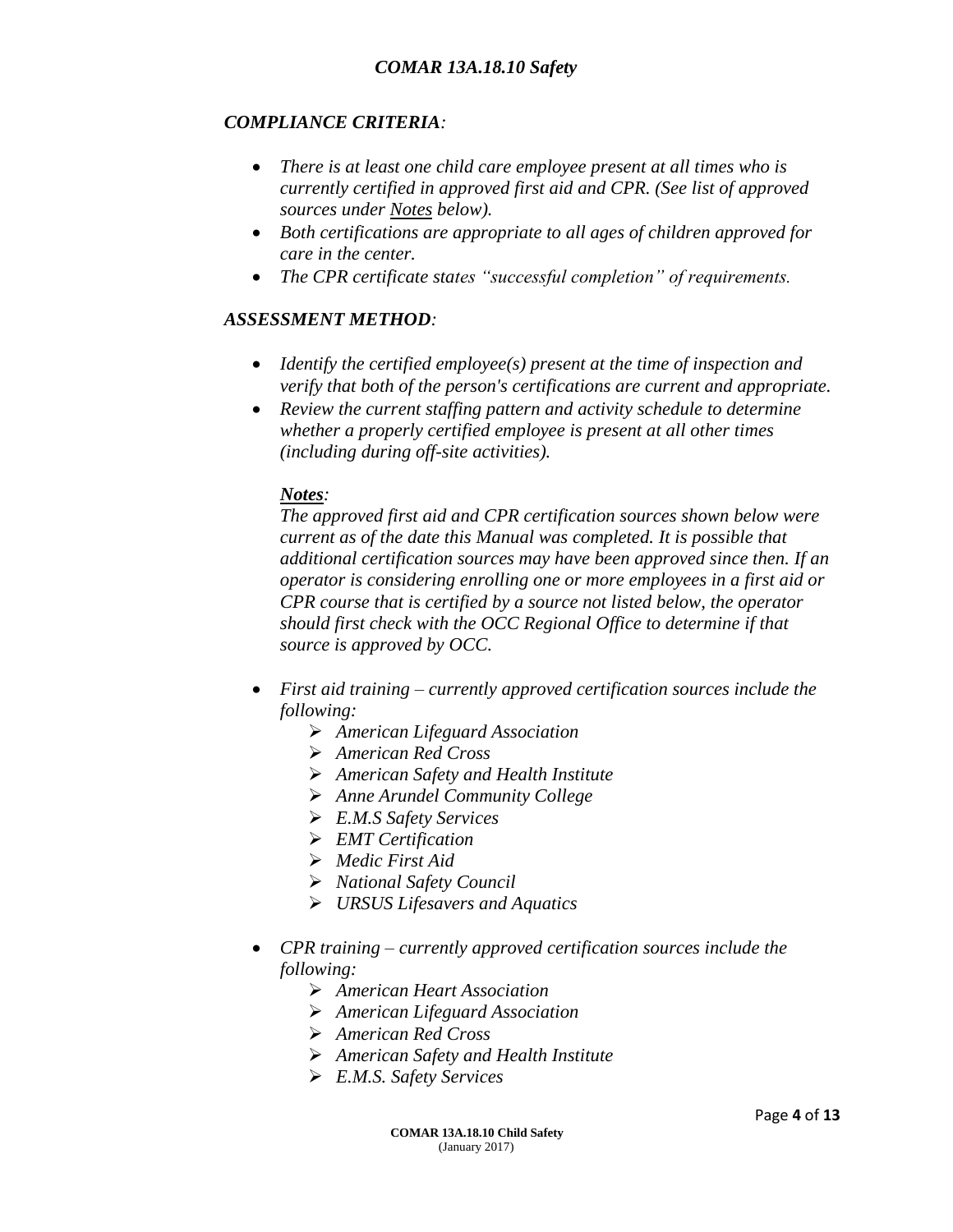***COMPLIANCE CRITERIA:***

- *There is at least one child care employee present at all times who is currently certified in approved first aid and CPR. (See list of approved sources under Notes below).*
- *Both certifications are appropriate to all ages of children approved for care in the center.*
- *The CPR certificate states "successful completion" of requirements.*

***ASSESSMENT METHOD:***

- *Identify the certified employee(s) present at the time of inspection and verify that both of the person's certifications are current and appropriate.*
- *Review the current staffing pattern and activity schedule to determine whether a properly certified employee is present at all other times (including during off-site activities).*

  ***Notes:***
  *The approved first aid and CPR certification sources shown below were current as of the date this Manual was completed. It is possible that additional certification sources may have been approved since then. If an operator is considering enrolling one or more employees in a first aid or CPR course that is certified by a source not listed below, the operator should first check with the OCC Regional Office to determine if that source is approved by OCC.*

- *First aid training – currently approved certification sources include the following:*
  - *American Lifeguard Association*
  - *American Red Cross*
  - *American Safety and Health Institute*
  - *Anne Arundel Community College*
  - *E.M.S Safety Services*
  - *EMT Certification*
  - *Medic First Aid*
  - *National Safety Council*
  - *URSUS Lifesavers and Aquatics*

- *CPR training – currently approved certification sources include the following:*
  - *American Heart Association*
  - *American Lifeguard Association*
  - *American Red Cross*
  - *American Safety and Health Institute*
  - *E.M.S. Safety Services*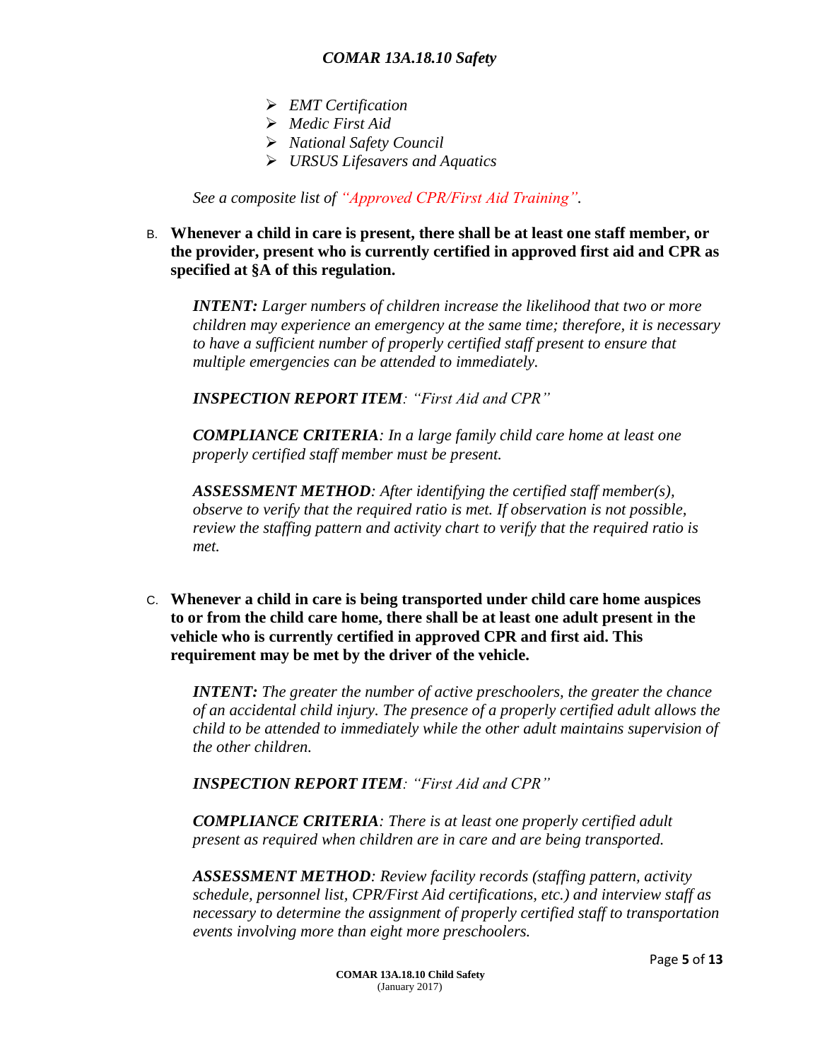- *EMT Certification*
- *Medic First Aid*
- *National Safety Council*
- *URSUS Lifesavers and Aquatics*

*See a composite list of "Approved CPR/First Aid Training".*

B. **Whenever a child in care is present, there shall be at least one staff member, or the provider, present who is currently certified in approved first aid and CPR as specified at §A of this regulation.**

*INTENT:* *Larger numbers of children increase the likelihood that two or more children may experience an emergency at the same time; therefore, it is necessary to have a sufficient number of properly certified staff present to ensure that multiple emergencies can be attended to immediately.*

***INSPECTION REPORT ITEM***: *"First Aid and CPR"*

***COMPLIANCE CRITERIA***: *In a large family child care home at least one properly certified staff member must be present.*

***ASSESSMENT METHOD***: *After identifying the certified staff member(s), observe to verify that the required ratio is met. If observation is not possible, review the staffing pattern and activity chart to verify that the required ratio is met.*

C. **Whenever a child in care is being transported under child care home auspices to or from the child care home, there shall be at least one adult present in the vehicle who is currently certified in approved CPR and first aid. This requirement may be met by the driver of the vehicle.**

***INTENT:*** *The greater the number of active preschoolers, the greater the chance of an accidental child injury. The presence of a properly certified adult allows the child to be attended to immediately while the other adult maintains supervision of the other children.*

***INSPECTION REPORT ITEM***: *"First Aid and CPR"*

***COMPLIANCE CRITERIA***: *There is at least one properly certified adult present as required when children are in care and are being transported.*

***ASSESSMENT METHOD***: *Review facility records (staffing pattern, activity schedule, personnel list, CPR/First Aid certifications, etc.) and interview staff as necessary to determine the assignment of properly certified staff to transportation events involving more than eight more preschoolers.*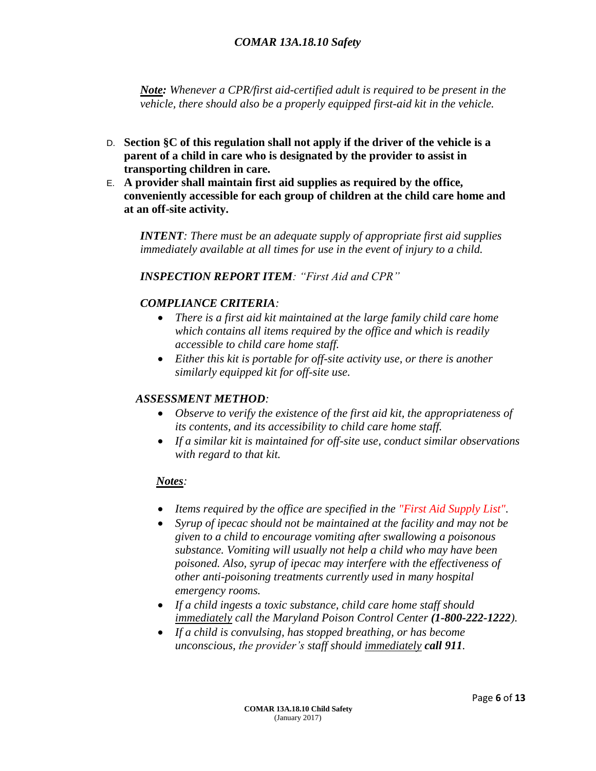***Note:*** *Whenever a CPR/first aid-certified adult is required to be present in the vehicle, there should also be a properly equipped first-aid kit in the vehicle.*

D. **Section §C of this regulation shall not apply if the driver of the vehicle is a parent of a child in care who is designated by the provider to assist in transporting children in care.**

E. **A provider shall maintain first aid supplies as required by the office, conveniently accessible for each group of children at the child care home and at an off-site activity.**

***INTENT****: There must be an adequate supply of appropriate first aid supplies immediately available at all times for use in the event of injury to a child.*

***INSPECTION REPORT ITEM****: "First Aid and CPR"*

***COMPLIANCE CRITERIA****:*

- *There is a first aid kit maintained at the large family child care home which contains all items required by the office and which is readily accessible to child care home staff.*
- *Either this kit is portable for off-site activity use, or there is another similarly equipped kit for off-site use.*

***ASSESSMENT METHOD****:*

- *Observe to verify the existence of the first aid kit, the appropriateness of its contents, and its accessibility to child care home staff.*
- *If a similar kit is maintained for off-site use, conduct similar observations with regard to that kit.*

***Notes****:*

- *Items required by the office are specified in the "First Aid Supply List".*
- *Syrup of ipecac should not be maintained at the facility and may not be given to a child to encourage vomiting after swallowing a poisonous substance. Vomiting will usually not help a child who may have been poisoned. Also, syrup of ipecac may interfere with the effectiveness of other anti-poisoning treatments currently used in many hospital emergency rooms.*
- *If a child ingests a toxic substance, child care home staff should immediately call the Maryland Poison Control Center **(1-800-222-1222)**.*
- *If a child is convulsing, has stopped breathing, or has become unconscious, the provider's staff should immediately **call 911**.*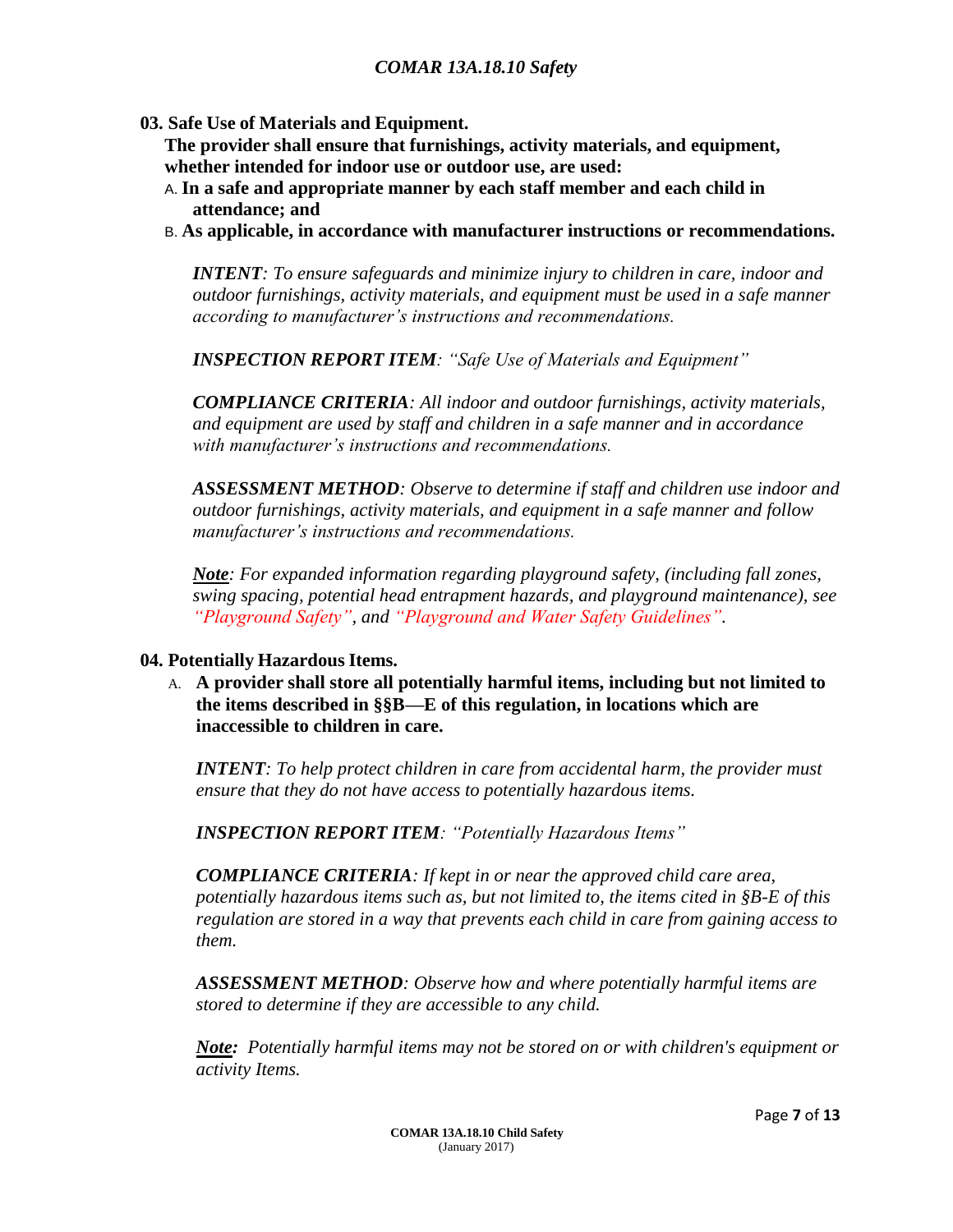**03. Safe Use of Materials and Equipment.**

**The provider shall ensure that furnishings, activity materials, and equipment, whether intended for indoor use or outdoor use, are used:**

A. **In a safe and appropriate manner by each staff member and each child in attendance; and**

B. **As applicable, in accordance with manufacturer instructions or recommendations.**

***INTENT****: To ensure safeguards and minimize injury to children in care, indoor and outdoor furnishings, activity materials, and equipment must be used in a safe manner according to manufacturer's instructions and recommendations.*

***INSPECTION REPORT ITEM****: "Safe Use of Materials and Equipment"*

***COMPLIANCE CRITERIA****: All indoor and outdoor furnishings, activity materials, and equipment are used by staff and children in a safe manner and in accordance with manufacturer's instructions and recommendations.*

***ASSESSMENT METHOD****: Observe to determine if staff and children use indoor and outdoor furnishings, activity materials, and equipment in a safe manner and follow manufacturer's instructions and recommendations.*

***Note****: For expanded information regarding playground safety, (including fall zones, swing spacing, potential head entrapment hazards, and playground maintenance), see "Playground Safety", and "Playground and Water Safety Guidelines".*

**04. Potentially Hazardous Items.**

A. **A provider shall store all potentially harmful items, including but not limited to the items described in §§B—E of this regulation, in locations which are inaccessible to children in care.**

***INTENT****: To help protect children in care from accidental harm, the provider must ensure that they do not have access to potentially hazardous items.*

***INSPECTION REPORT ITEM****: "Potentially Hazardous Items"*

***COMPLIANCE CRITERIA****: If kept in or near the approved child care area, potentially hazardous items such as, but not limited to, the items cited in §B-E of this regulation are stored in a way that prevents each child in care from gaining access to them.*

***ASSESSMENT METHOD****: Observe how and where potentially harmful items are stored to determine if they are accessible to any child.*

***Note:*** *Potentially harmful items may not be stored on or with children's equipment or activity Items.*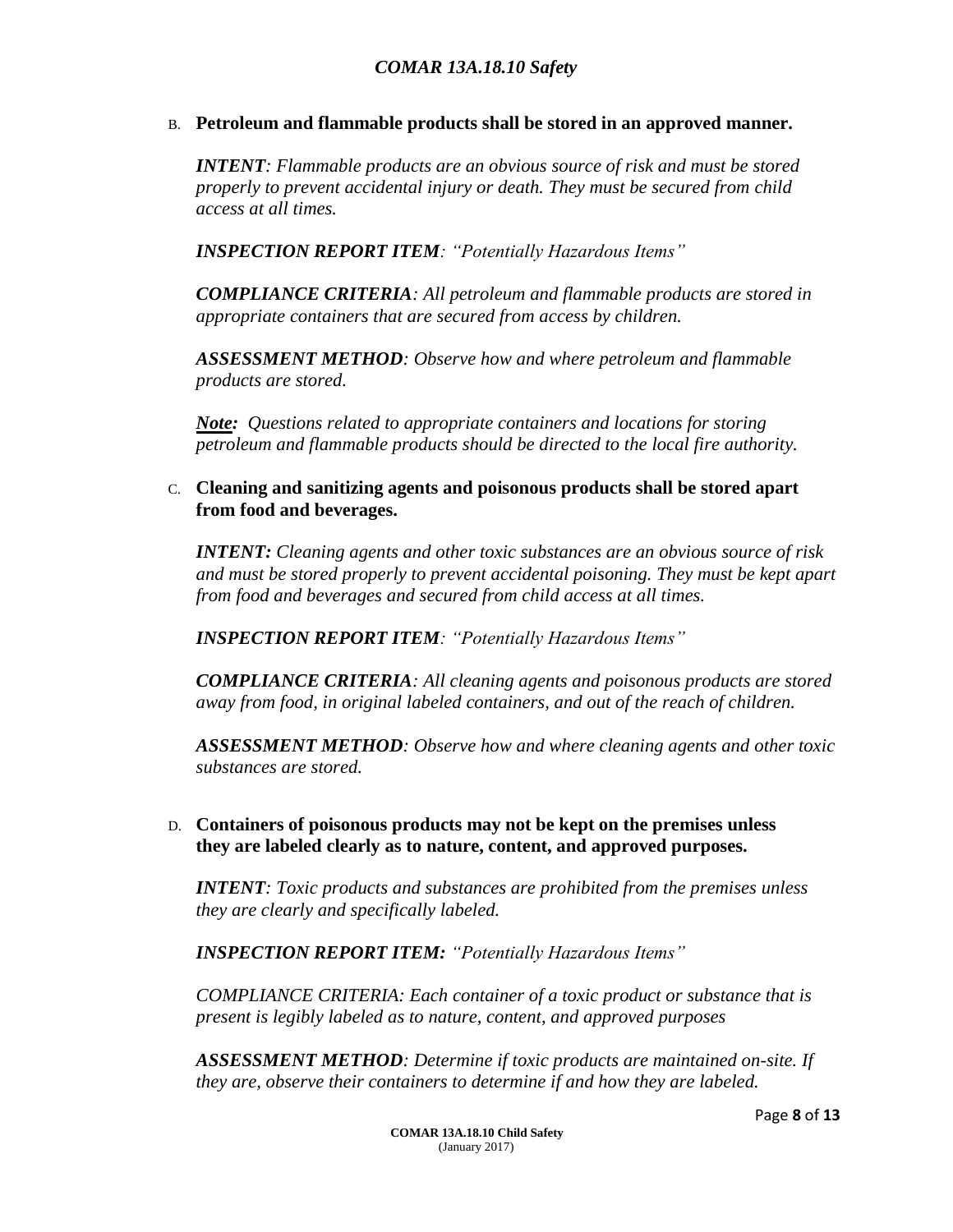B. **Petroleum and flammable products shall be stored in an approved manner.**

***INTENT****: Flammable products are an obvious source of risk and must be stored properly to prevent accidental injury or death. They must be secured from child access at all times.*

***INSPECTION REPORT ITEM****: "Potentially Hazardous Items"*

***COMPLIANCE CRITERIA****: All petroleum and flammable products are stored in appropriate containers that are secured from access by children.*

***ASSESSMENT METHOD****: Observe how and where petroleum and flammable products are stored.*

***Note:*** *Questions related to appropriate containers and locations for storing petroleum and flammable products should be directed to the local fire authority.*

C. **Cleaning and sanitizing agents and poisonous products shall be stored apart from food and beverages.**

***INTENT:*** *Cleaning agents and other toxic substances are an obvious source of risk and must be stored properly to prevent accidental poisoning. They must be kept apart from food and beverages and secured from child access at all times.*

***INSPECTION REPORT ITEM****: "Potentially Hazardous Items"*

***COMPLIANCE CRITERIA****: All cleaning agents and poisonous products are stored away from food, in original labeled containers, and out of the reach of children.*

***ASSESSMENT METHOD****: Observe how and where cleaning agents and other toxic substances are stored.*

D. **Containers of poisonous products may not be kept on the premises unless they are labeled clearly as to nature, content, and approved purposes.**

***INTENT****: Toxic products and substances are prohibited from the premises unless they are clearly and specifically labeled.*

***INSPECTION REPORT ITEM:*** *"Potentially Hazardous Items"*

*COMPLIANCE CRITERIA: Each container of a toxic product or substance that is present is legibly labeled as to nature, content, and approved purposes*

***ASSESSMENT METHOD****: Determine if toxic products are maintained on-site. If they are, observe their containers to determine if and how they are labeled.*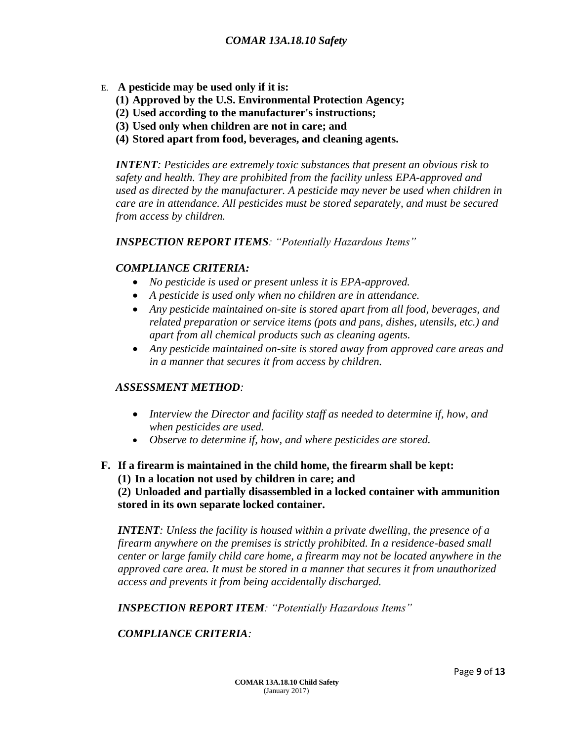E. **A pesticide may be used only if it is:**

**(1) Approved by the U.S. Environmental Protection Agency;**

**(2) Used according to the manufacturer's instructions;**

**(3) Used only when children are not in care; and**

**(4) Stored apart from food, beverages, and cleaning agents.**

***INTENT****: Pesticides are extremely toxic substances that present an obvious risk to safety and health. They are prohibited from the facility unless EPA-approved and used as directed by the manufacturer. A pesticide may never be used when children in care are in attendance. All pesticides must be stored separately, and must be secured from access by children.*

***INSPECTION REPORT ITEMS****: "Potentially Hazardous Items"*

***COMPLIANCE CRITERIA:***

- *No pesticide is used or present unless it is EPA-approved.*
- *A pesticide is used only when no children are in attendance.*
- *Any pesticide maintained on-site is stored apart from all food, beverages, and related preparation or service items (pots and pans, dishes, utensils, etc.) and apart from all chemical products such as cleaning agents.*
- *Any pesticide maintained on-site is stored away from approved care areas and in a manner that secures it from access by children.*

***ASSESSMENT METHOD****:*

- *Interview the Director and facility staff as needed to determine if, how, and when pesticides are used.*
- *Observe to determine if, how, and where pesticides are stored.*

**F. If a firearm is maintained in the child home, the firearm shall be kept:**

**(1) In a location not used by children in care; and**

**(2) Unloaded and partially disassembled in a locked container with ammunition stored in its own separate locked container.**

***INTENT****: Unless the facility is housed within a private dwelling, the presence of a firearm anywhere on the premises is strictly prohibited. In a residence-based small center or large family child care home, a firearm may not be located anywhere in the approved care area. It must be stored in a manner that secures it from unauthorized access and prevents it from being accidentally discharged.*

***INSPECTION REPORT ITEM****: "Potentially Hazardous Items"*

***COMPLIANCE CRITERIA****:*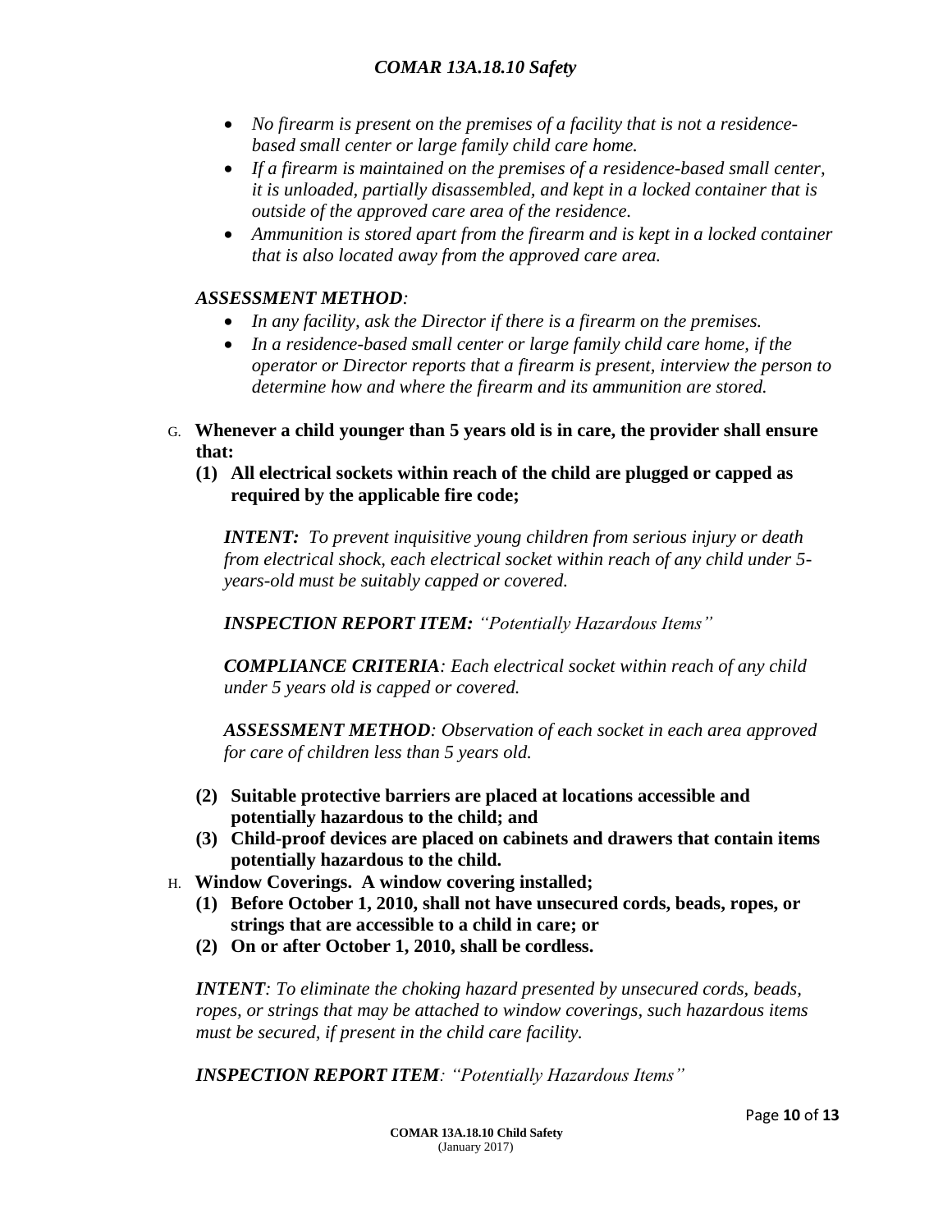- *No firearm is present on the premises of a facility that is not a residence-based small center or large family child care home.*
- *If a firearm is maintained on the premises of a residence-based small center, it is unloaded, partially disassembled, and kept in a locked container that is outside of the approved care area of the residence.*
- *Ammunition is stored apart from the firearm and is kept in a locked container that is also located away from the approved care area.*

***ASSESSMENT METHOD****:*

- *In any facility, ask the Director if there is a firearm on the premises.*
- *In a residence-based small center or large family child care home, if the operator or Director reports that a firearm is present, interview the person to determine how and where the firearm and its ammunition are stored.*

G. **Whenever a child younger than 5 years old is in care, the provider shall ensure that:**

**(1) All electrical sockets within reach of the child are plugged or capped as required by the applicable fire code;**

***INTENT:*** *To prevent inquisitive young children from serious injury or death from electrical shock, each electrical socket within reach of any child under 5-years-old must be suitably capped or covered.*

***INSPECTION REPORT ITEM:*** *"Potentially Hazardous Items"*

***COMPLIANCE CRITERIA****: Each electrical socket within reach of any child under 5 years old is capped or covered.*

***ASSESSMENT METHOD****: Observation of each socket in each area approved for care of children less than 5 years old.*

**(2) Suitable protective barriers are placed at locations accessible and potentially hazardous to the child; and**

**(3) Child-proof devices are placed on cabinets and drawers that contain items potentially hazardous to the child.**

H. **Window Coverings. A window covering installed;**

**(1) Before October 1, 2010, shall not have unsecured cords, beads, ropes, or strings that are accessible to a child in care; or**

**(2) On or after October 1, 2010, shall be cordless.**

***INTENT****: To eliminate the choking hazard presented by unsecured cords, beads, ropes, or strings that may be attached to window coverings, such hazardous items must be secured, if present in the child care facility.*

***INSPECTION REPORT ITEM****: "Potentially Hazardous Items"*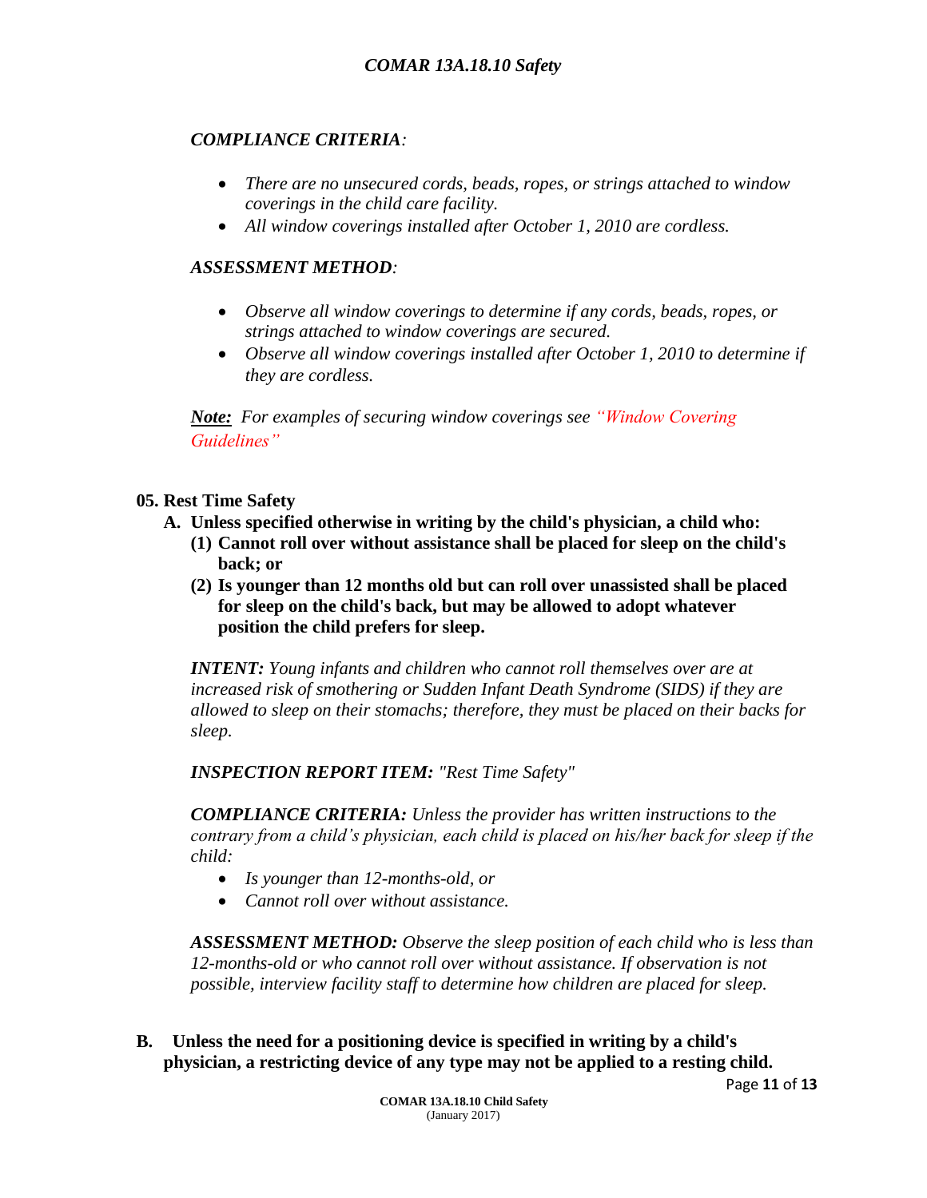*COMPLIANCE CRITERIA:*

- *There are no unsecured cords, beads, ropes, or strings attached to window coverings in the child care facility.*
- *All window coverings installed after October 1, 2010 are cordless.*

*ASSESSMENT METHOD:*

- *Observe all window coverings to determine if any cords, beads, ropes, or strings attached to window coverings are secured.*
- *Observe all window coverings installed after October 1, 2010 to determine if they are cordless.*

***Note:*** *For examples of securing window coverings see "Window Covering Guidelines"*

**05. Rest Time Safety**

**A. Unless specified otherwise in writing by the child's physician, a child who:**

**(1) Cannot roll over without assistance shall be placed for sleep on the child's back; or**

**(2) Is younger than 12 months old but can roll over unassisted shall be placed for sleep on the child's back, but may be allowed to adopt whatever position the child prefers for sleep.**

***INTENT:*** *Young infants and children who cannot roll themselves over are at increased risk of smothering or Sudden Infant Death Syndrome (SIDS) if they are allowed to sleep on their stomachs; therefore, they must be placed on their backs for sleep.*

***INSPECTION REPORT ITEM:*** *"Rest Time Safety"*

***COMPLIANCE CRITERIA:*** *Unless the provider has written instructions to the contrary from a child's physician, each child is placed on his/her back for sleep if the child:*

- *Is younger than 12-months-old, or*
- *Cannot roll over without assistance.*

***ASSESSMENT METHOD:*** *Observe the sleep position of each child who is less than 12-months-old or who cannot roll over without assistance. If observation is not possible, interview facility staff to determine how children are placed for sleep.*

**B. Unless the need for a positioning device is specified in writing by a child's physician, a restricting device of any type may not be applied to a resting child.**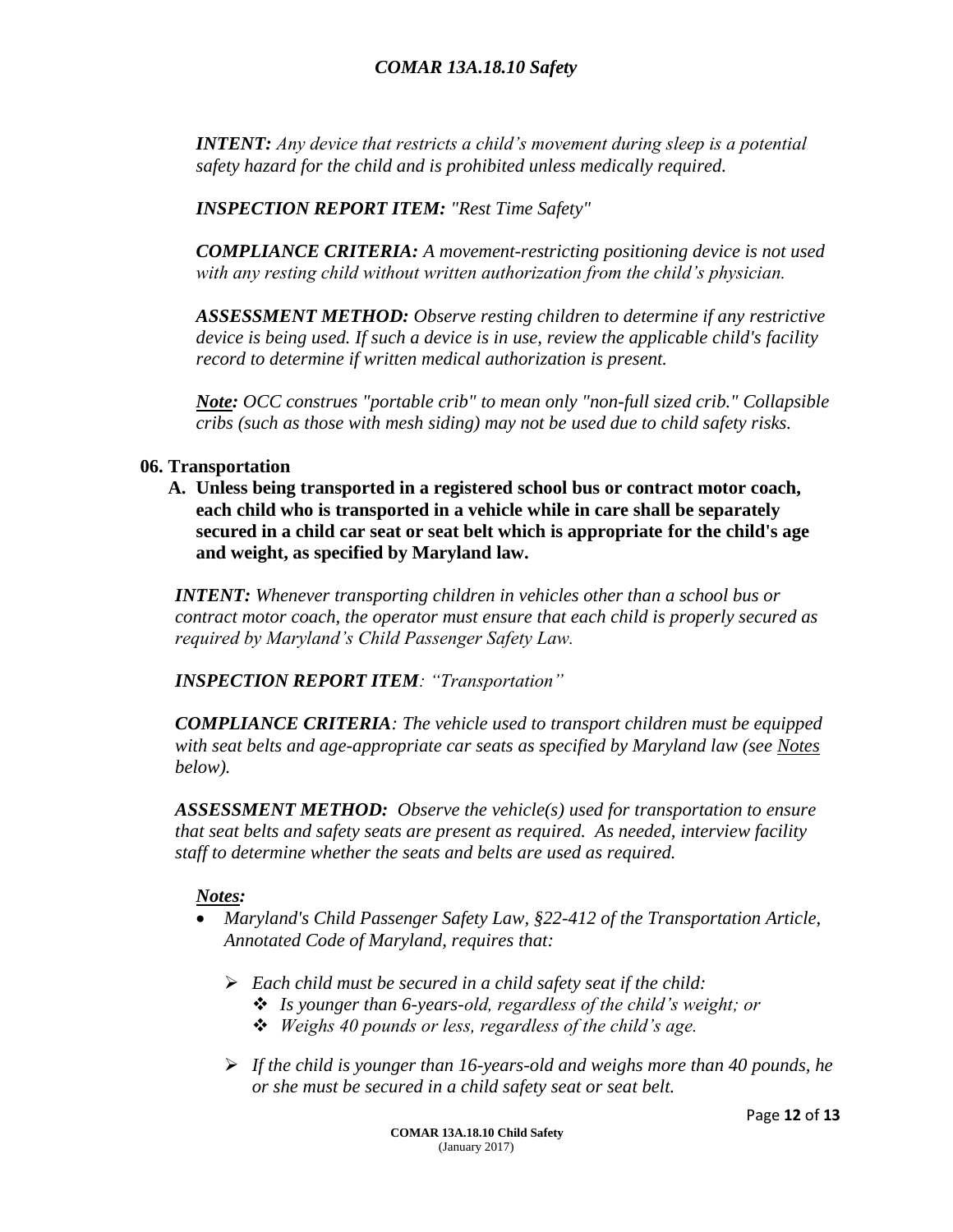***INTENT:*** *Any device that restricts a child's movement during sleep is a potential safety hazard for the child and is prohibited unless medically required.*

***INSPECTION REPORT ITEM:*** *"Rest Time Safety"*

***COMPLIANCE CRITERIA:*** *A movement-restricting positioning device is not used with any resting child without written authorization from the child's physician.*

***ASSESSMENT METHOD:*** *Observe resting children to determine if any restrictive device is being used. If such a device is in use, review the applicable child's facility record to determine if written medical authorization is present.*

***Note:*** *OCC construes "portable crib" to mean only "non-full sized crib." Collapsible cribs (such as those with mesh siding) may not be used due to child safety risks.*

**06. Transportation**

**A. Unless being transported in a registered school bus or contract motor coach, each child who is transported in a vehicle while in care shall be separately secured in a child car seat or seat belt which is appropriate for the child's age and weight, as specified by Maryland law.**

***INTENT:*** *Whenever transporting children in vehicles other than a school bus or contract motor coach, the operator must ensure that each child is properly secured as required by Maryland's Child Passenger Safety Law.*

***INSPECTION REPORT ITEM****: "Transportation"*

***COMPLIANCE CRITERIA****: The vehicle used to transport children must be equipped with seat belts and age-appropriate car seats as specified by Maryland law (see Notes below).*

***ASSESSMENT METHOD:*** *Observe the vehicle(s) used for transportation to ensure that seat belts and safety seats are present as required. As needed, interview facility staff to determine whether the seats and belts are used as required.*

***Notes:***

- *Maryland's Child Passenger Safety Law, §22-412 of the Transportation Article, Annotated Code of Maryland, requires that:*
  - *Each child must be secured in a child safety seat if the child:*
    - *Is younger than 6-years-old, regardless of the child's weight; or*
    - *Weighs 40 pounds or less, regardless of the child's age.*
  - *If the child is younger than 16-years-old and weighs more than 40 pounds, he or she must be secured in a child safety seat or seat belt.*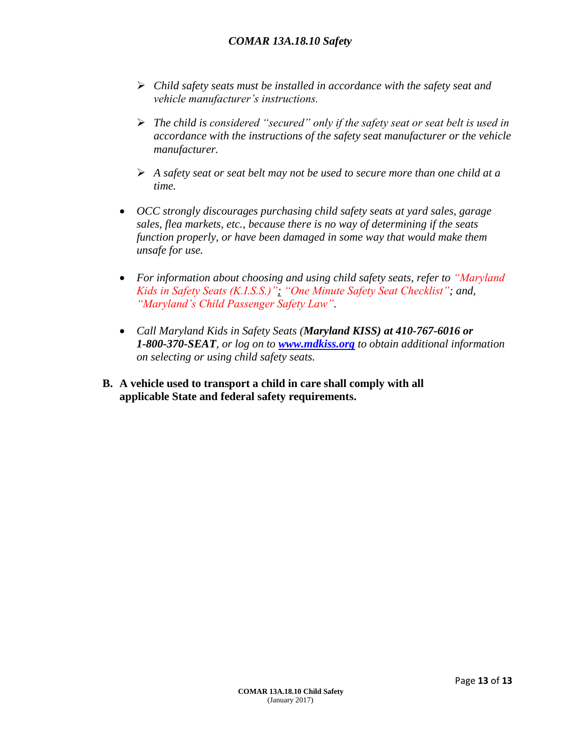- *Child safety seats must be installed in accordance with the safety seat and vehicle manufacturer's instructions.*

- *The child is considered "secured" only if the safety seat or seat belt is used in accordance with the instructions of the safety seat manufacturer or the vehicle manufacturer.*

- *A safety seat or seat belt may not be used to secure more than one child at a time.*

- *OCC strongly discourages purchasing child safety seats at yard sales, garage sales, flea markets, etc., because there is no way of determining if the seats function properly, or have been damaged in some way that would make them unsafe for use.*

- *For information about choosing and using child safety seats, refer to "Maryland Kids in Safety Seats (K.I.S.S.)"; "One Minute Safety Seat Checklist"; and, "Maryland's Child Passenger Safety Law".*

- *Call Maryland Kids in Safety Seats (**Maryland KISS) at 410-767-6016 or 1-800-370-SEAT**, or log on to **[www.mdkiss.org](http://www.mdkiss.org)** to obtain additional information on selecting or using child safety seats.*

**B. A vehicle used to transport a child in care shall comply with all applicable State and federal safety requirements.**